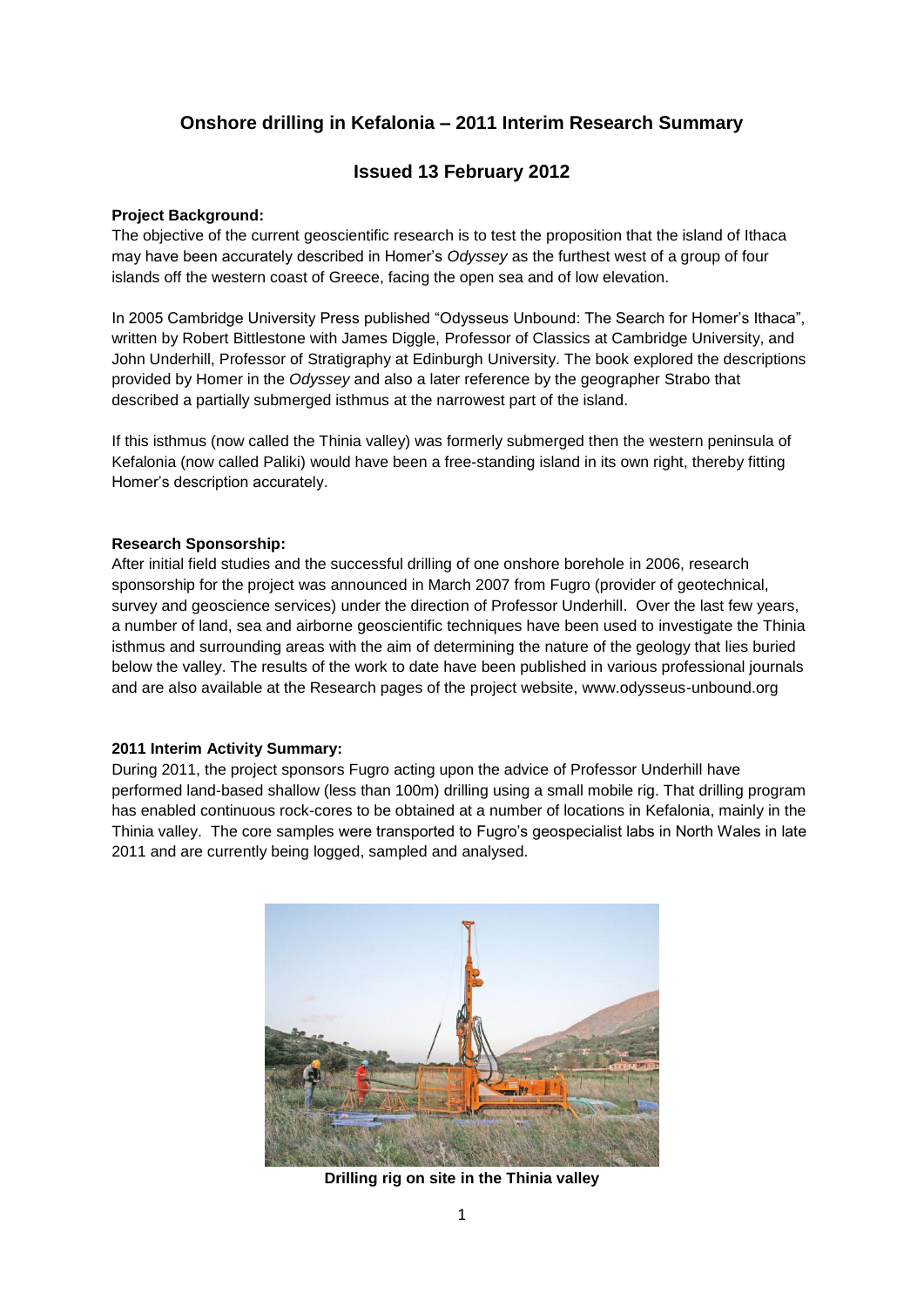# Onshore drilling in Kefalonia – 2011 Interim Research Summary

## Issued 13 February 2012

**Project Background:**

The objective of the current geoscientific research is to test the proposition that the island of Ithaca may have been accurately described in Homer's *Odyssey* as the furthest west of a group of four islands off the western coast of Greece, facing the open sea and of low elevation.

In 2005 Cambridge University Press published "Odysseus Unbound: The Search for Homer's Ithaca", written by Robert Bittlestone with James Diggle, Professor of Classics at Cambridge University, and John Underhill, Professor of Stratigraphy at Edinburgh University. The book explored the descriptions provided by Homer in the *Odyssey* and also a later reference by the geographer Strabo that described a partially submerged isthmus at the narrowest part of the island.

If this isthmus (now called the Thinia valley) was formerly submerged then the western peninsula of Kefalonia (now called Paliki) would have been a free-standing island in its own right, thereby fitting Homer's description accurately.

**Research Sponsorship:**

After initial field studies and the successful drilling of one onshore borehole in 2006, research sponsorship for the project was announced in March 2007 from Fugro (provider of geotechnical, survey and geoscience services) under the direction of Professor Underhill. Over the last few years, a number of land, sea and airborne geoscientific techniques have been used to investigate the Thinia isthmus and surrounding areas with the aim of determining the nature of the geology that lies buried below the valley. The results of the work to date have been published in various professional journals and are also available at the Research pages of the project website, www.odysseus-unbound.org

**2011 Interim Activity Summary:**

During 2011, the project sponsors Fugro acting upon the advice of Professor Underhill have performed land-based shallow (less than 100m) drilling using a small mobile rig. That drilling program has enabled continuous rock-cores to be obtained at a number of locations in Kefalonia, mainly in the Thinia valley. The core samples were transported to Fugro's geospecialist labs in North Wales in late 2011 and are currently being logged, sampled and analysed.

**Drilling rig on site in the Thinia valley**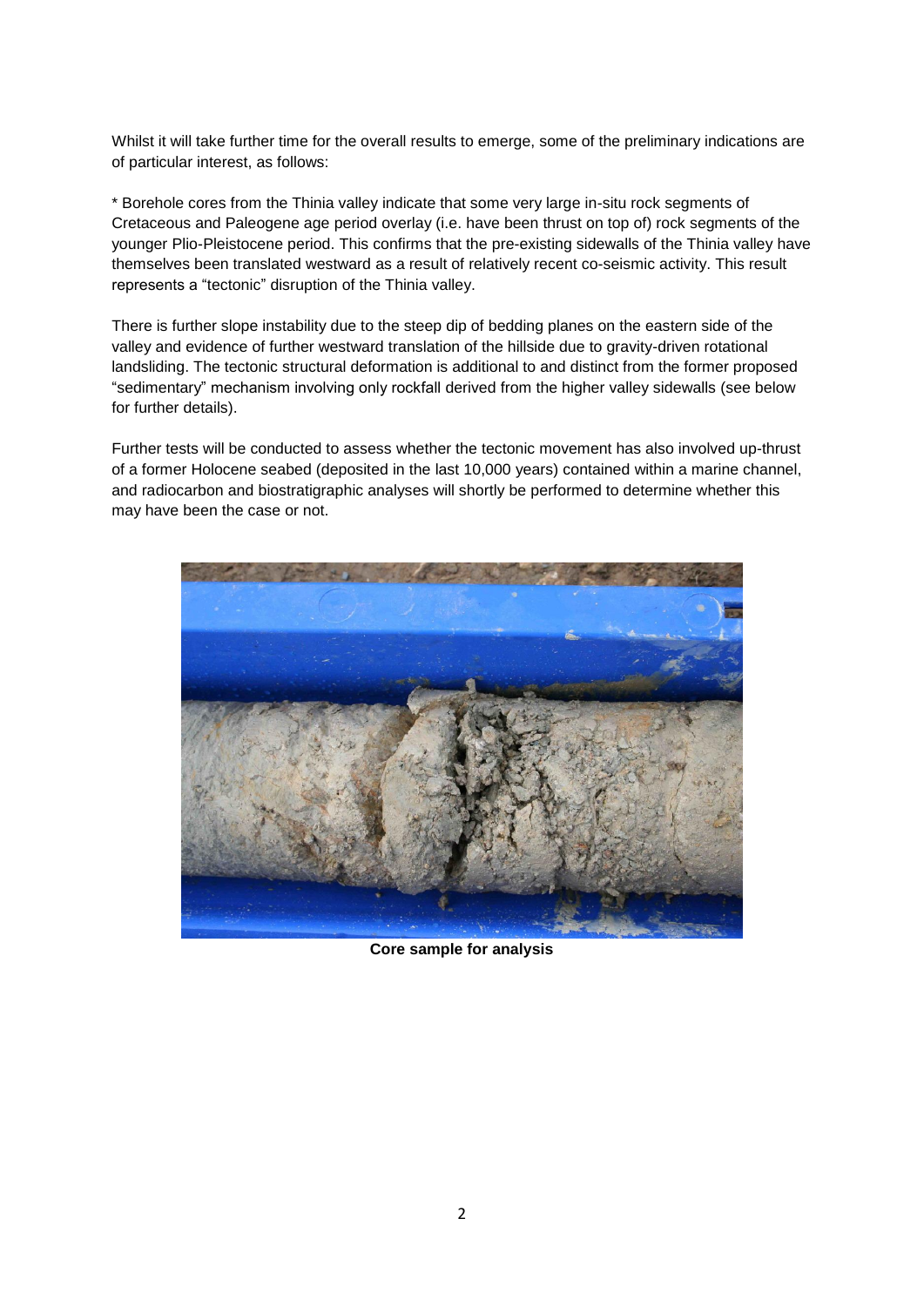Whilst it will take further time for the overall results to emerge, some of the preliminary indications are of particular interest, as follows:

* Borehole cores from the Thinia valley indicate that some very large in-situ rock segments of Cretaceous and Paleogene age period overlay (i.e. have been thrust on top of) rock segments of the younger Plio-Pleistocene period. This confirms that the pre-existing sidewalls of the Thinia valley have themselves been translated westward as a result of relatively recent co-seismic activity. This result represents a "tectonic" disruption of the Thinia valley.

There is further slope instability due to the steep dip of bedding planes on the eastern side of the valley and evidence of further westward translation of the hillside due to gravity-driven rotational landsliding. The tectonic structural deformation is additional to and distinct from the former proposed "sedimentary" mechanism involving only rockfall derived from the higher valley sidewalls (see below for further details).

Further tests will be conducted to assess whether the tectonic movement has also involved up-thrust of a former Holocene seabed (deposited in the last 10,000 years) contained within a marine channel, and radiocarbon and biostratigraphic analyses will shortly be performed to determine whether this may have been the case or not.

**Core sample for analysis**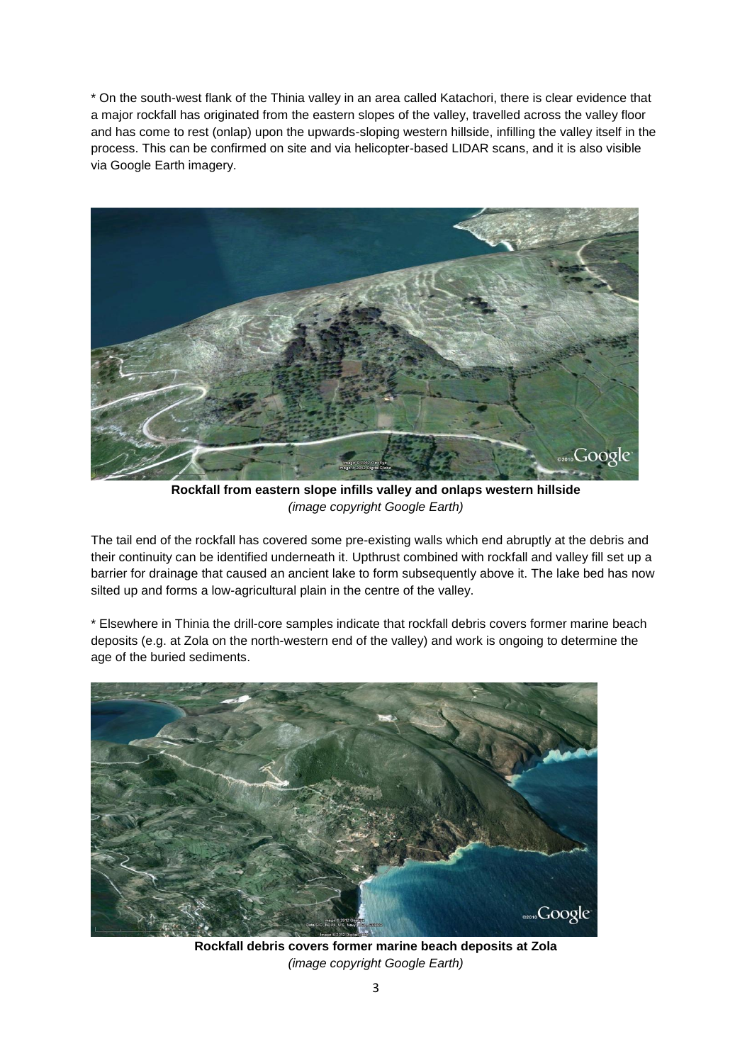* On the south-west flank of the Thinia valley in an area called Katachori, there is clear evidence that a major rockfall has originated from the eastern slopes of the valley, travelled across the valley floor and has come to rest (onlap) upon the upwards-sloping western hillside, infilling the valley itself in the process. This can be confirmed on site and via helicopter-based LIDAR scans, and it is also visible via Google Earth imagery.

**Rockfall from eastern slope infills valley and onlaps western hillside**
*(image copyright Google Earth)*

The tail end of the rockfall has covered some pre-existing walls which end abruptly at the debris and their continuity can be identified underneath it. Upthrust combined with rockfall and valley fill set up a barrier for drainage that caused an ancient lake to form subsequently above it. The lake bed has now silted up and forms a low-agricultural plain in the centre of the valley.

* Elsewhere in Thinia the drill-core samples indicate that rockfall debris covers former marine beach deposits (e.g. at Zola on the north-western end of the valley) and work is ongoing to determine the age of the buried sediments.

**Rockfall debris covers former marine beach deposits at Zola**
*(image copyright Google Earth)*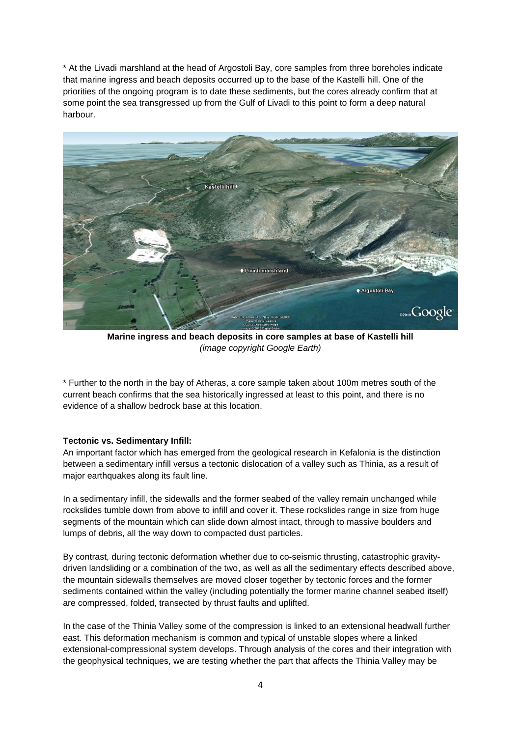* At the Livadi marshland at the head of Argostoli Bay, core samples from three boreholes indicate that marine ingress and beach deposits occurred up to the base of the Kastelli hill. One of the priorities of the ongoing program is to date these sediments, but the cores already confirm that at some point the sea transgressed up from the Gulf of Livadi to this point to form a deep natural harbour.

**Marine ingress and beach deposits in core samples at base of Kastelli hill**
*(image copyright Google Earth)*

* Further to the north in the bay of Atheras, a core sample taken about 100m metres south of the current beach confirms that the sea historically ingressed at least to this point, and there is no evidence of a shallow bedrock base at this location.

**Tectonic vs. Sedimentary Infill:**

An important factor which has emerged from the geological research in Kefalonia is the distinction between a sedimentary infill versus a tectonic dislocation of a valley such as Thinia, as a result of major earthquakes along its fault line.

In a sedimentary infill, the sidewalls and the former seabed of the valley remain unchanged while rockslides tumble down from above to infill and cover it. These rockslides range in size from huge segments of the mountain which can slide down almost intact, through to massive boulders and lumps of debris, all the way down to compacted dust particles.

By contrast, during tectonic deformation whether due to co-seismic thrusting, catastrophic gravity-driven landsliding or a combination of the two, as well as all the sedimentary effects described above, the mountain sidewalls themselves are moved closer together by tectonic forces and the former sediments contained within the valley (including potentially the former marine channel seabed itself) are compressed, folded, transected by thrust faults and uplifted.

In the case of the Thinia Valley some of the compression is linked to an extensional headwall further east. This deformation mechanism is common and typical of unstable slopes where a linked extensional-compressional system develops. Through analysis of the cores and their integration with the geophysical techniques, we are testing whether the part that affects the Thinia Valley may be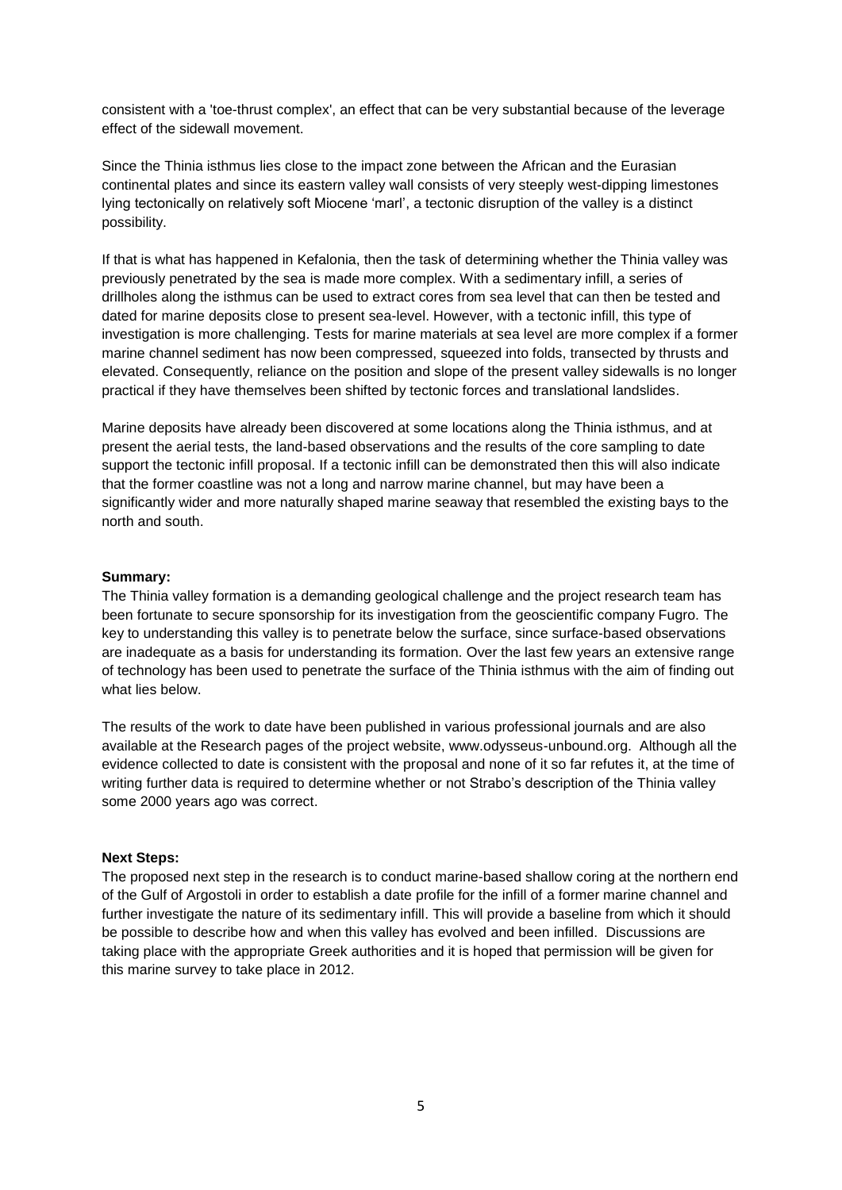consistent with a 'toe-thrust complex', an effect that can be very substantial because of the leverage effect of the sidewall movement.

Since the Thinia isthmus lies close to the impact zone between the African and the Eurasian continental plates and since its eastern valley wall consists of very steeply west-dipping limestones lying tectonically on relatively soft Miocene 'marl', a tectonic disruption of the valley is a distinct possibility.

If that is what has happened in Kefalonia, then the task of determining whether the Thinia valley was previously penetrated by the sea is made more complex. With a sedimentary infill, a series of drillholes along the isthmus can be used to extract cores from sea level that can then be tested and dated for marine deposits close to present sea-level. However, with a tectonic infill, this type of investigation is more challenging. Tests for marine materials at sea level are more complex if a former marine channel sediment has now been compressed, squeezed into folds, transected by thrusts and elevated. Consequently, reliance on the position and slope of the present valley sidewalls is no longer practical if they have themselves been shifted by tectonic forces and translational landslides.

Marine deposits have already been discovered at some locations along the Thinia isthmus, and at present the aerial tests, the land-based observations and the results of the core sampling to date support the tectonic infill proposal. If a tectonic infill can be demonstrated then this will also indicate that the former coastline was not a long and narrow marine channel, but may have been a significantly wider and more naturally shaped marine seaway that resembled the existing bays to the north and south.

**Summary:**

The Thinia valley formation is a demanding geological challenge and the project research team has been fortunate to secure sponsorship for its investigation from the geoscientific company Fugro. The key to understanding this valley is to penetrate below the surface, since surface-based observations are inadequate as a basis for understanding its formation. Over the last few years an extensive range of technology has been used to penetrate the surface of the Thinia isthmus with the aim of finding out what lies below.

The results of the work to date have been published in various professional journals and are also available at the Research pages of the project website, www.odysseus-unbound.org. Although all the evidence collected to date is consistent with the proposal and none of it so far refutes it, at the time of writing further data is required to determine whether or not Strabo's description of the Thinia valley some 2000 years ago was correct.

**Next Steps:**

The proposed next step in the research is to conduct marine-based shallow coring at the northern end of the Gulf of Argostoli in order to establish a date profile for the infill of a former marine channel and further investigate the nature of its sedimentary infill. This will provide a baseline from which it should be possible to describe how and when this valley has evolved and been infilled. Discussions are taking place with the appropriate Greek authorities and it is hoped that permission will be given for this marine survey to take place in 2012.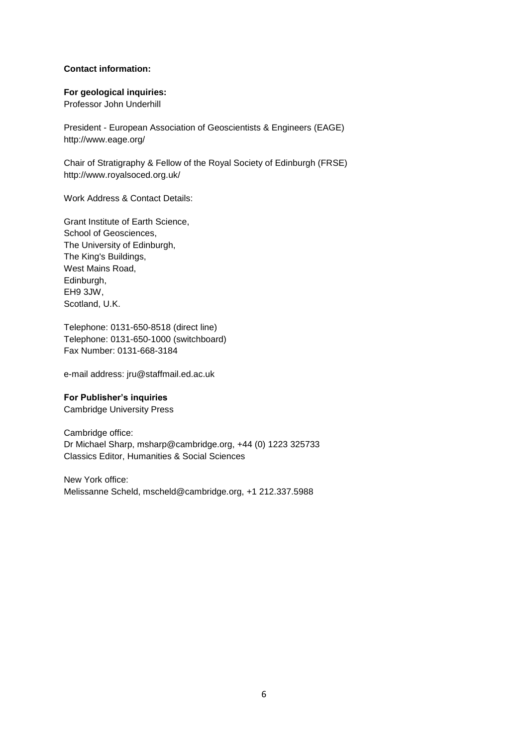**Contact information:**

**For geological inquiries:**
Professor John Underhill

President - European Association of Geoscientists & Engineers (EAGE)
http://www.eage.org/

Chair of Stratigraphy & Fellow of the Royal Society of Edinburgh (FRSE)
http://www.royalsoced.org.uk/

Work Address & Contact Details:

Grant Institute of Earth Science,
School of Geosciences,
The University of Edinburgh,
The King's Buildings,
West Mains Road,
Edinburgh,
EH9 3JW,
Scotland, U.K.

Telephone: 0131-650-8518 (direct line)
Telephone: 0131-650-1000 (switchboard)
Fax Number: 0131-668-3184

e-mail address: jru@staffmail.ed.ac.uk

**For Publisher's inquiries**
Cambridge University Press

Cambridge office:
Dr Michael Sharp, msharp@cambridge.org, +44 (0) 1223 325733
Classics Editor, Humanities & Social Sciences

New York office:
Melissanne Scheld, mscheld@cambridge.org, +1 212.337.5988